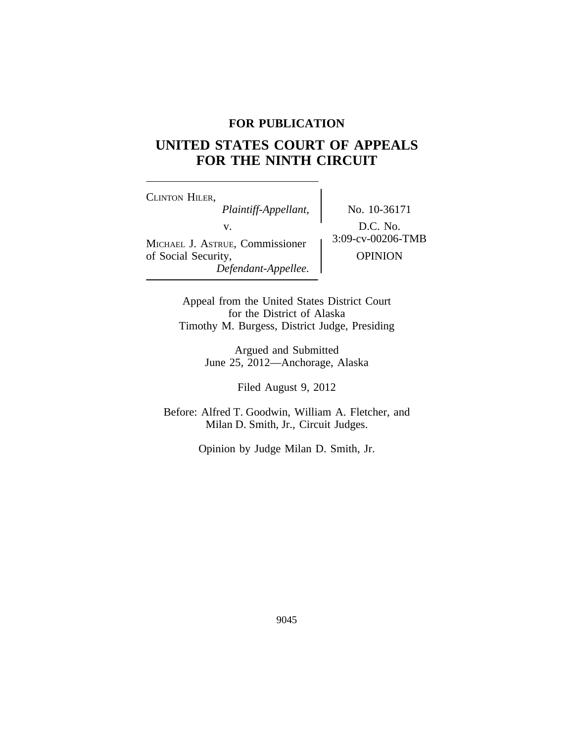**FOR PUBLICATION**

# UNITED STATES COURT OF APPEALS FOR THE NINTH CIRCUIT

| | |
|---|---|
| CLINTON HILER, *Plaintiff-Appellant,* v. MICHAEL J. ASTRUE, Commissioner of Social Security, *Defendant-Appellee.* | No. 10-36171 D.C. No. 3:09-cv-00206-TMB OPINION |

Appeal from the United States District Court
for the District of Alaska
Timothy M. Burgess, District Judge, Presiding

Argued and Submitted
June 25, 2012—Anchorage, Alaska

Filed August 9, 2012

Before: Alfred T. Goodwin, William A. Fletcher, and Milan D. Smith, Jr., Circuit Judges.

Opinion by Judge Milan D. Smith, Jr.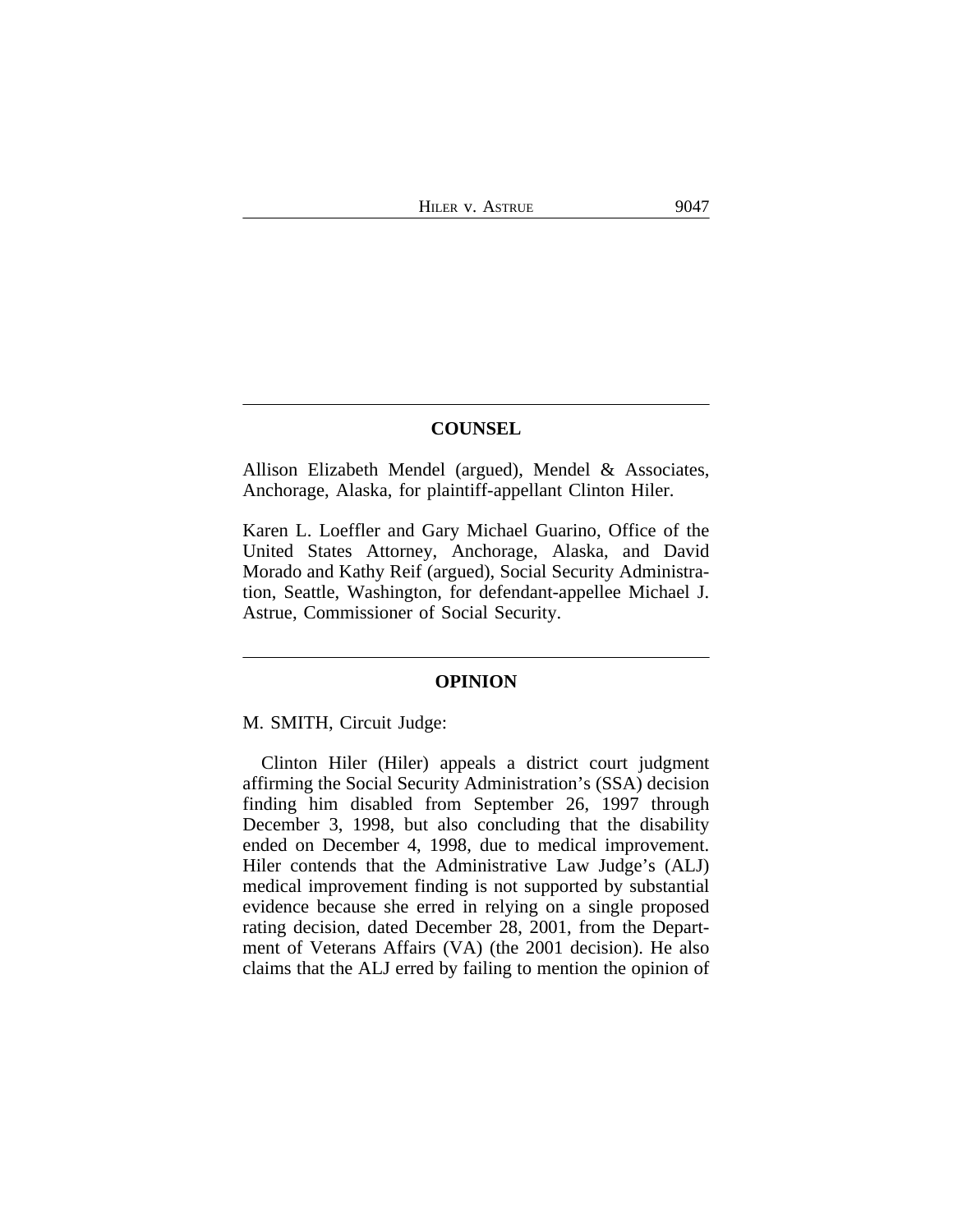## COUNSEL

Allison Elizabeth Mendel (argued), Mendel & Associates, Anchorage, Alaska, for plaintiff-appellant Clinton Hiler.

Karen L. Loeffler and Gary Michael Guarino, Office of the United States Attorney, Anchorage, Alaska, and David Morado and Kathy Reif (argued), Social Security Administration, Seattle, Washington, for defendant-appellee Michael J. Astrue, Commissioner of Social Security.

## OPINION

M. SMITH, Circuit Judge:

Clinton Hiler (Hiler) appeals a district court judgment affirming the Social Security Administration's (SSA) decision finding him disabled from September 26, 1997 through December 3, 1998, but also concluding that the disability ended on December 4, 1998, due to medical improvement. Hiler contends that the Administrative Law Judge's (ALJ) medical improvement finding is not supported by substantial evidence because she erred in relying on a single proposed rating decision, dated December 28, 2001, from the Department of Veterans Affairs (VA) (the 2001 decision). He also claims that the ALJ erred by failing to mention the opinion of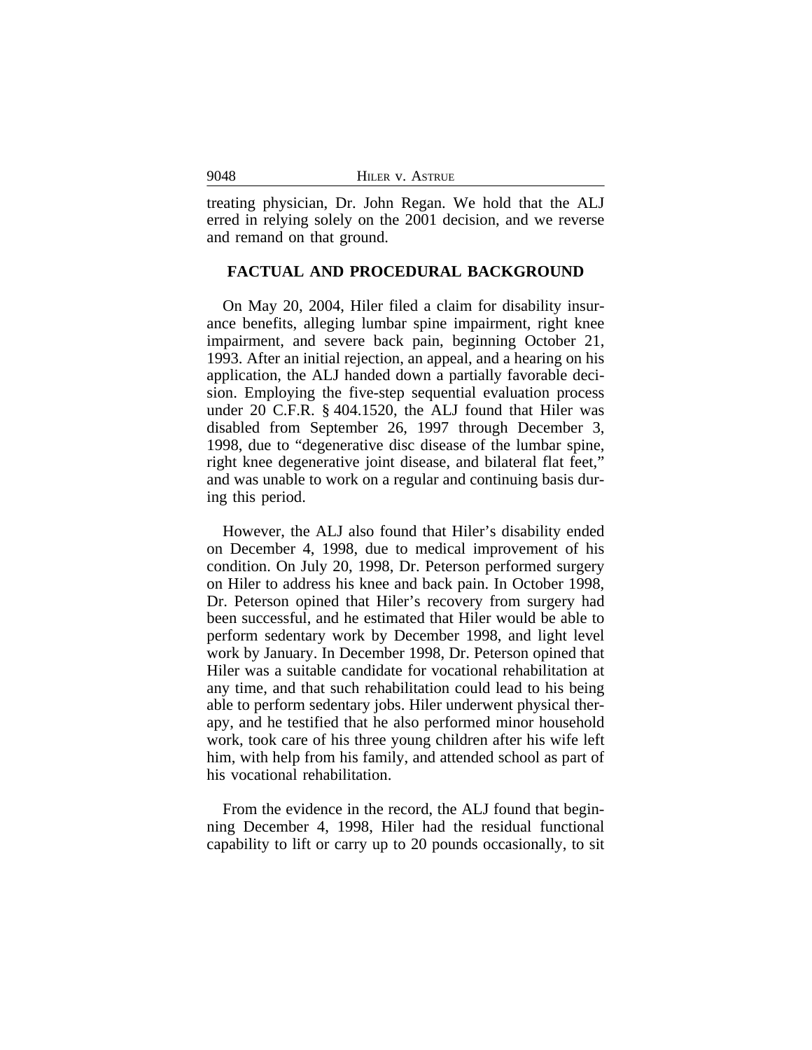treating physician, Dr. John Regan. We hold that the ALJ erred in relying solely on the 2001 decision, and we reverse and remand on that ground.

## FACTUAL AND PROCEDURAL BACKGROUND

On May 20, 2004, Hiler filed a claim for disability insurance benefits, alleging lumbar spine impairment, right knee impairment, and severe back pain, beginning October 21, 1993. After an initial rejection, an appeal, and a hearing on his application, the ALJ handed down a partially favorable decision. Employing the five-step sequential evaluation process under 20 C.F.R. § 404.1520, the ALJ found that Hiler was disabled from September 26, 1997 through December 3, 1998, due to "degenerative disc disease of the lumbar spine, right knee degenerative joint disease, and bilateral flat feet," and was unable to work on a regular and continuing basis during this period.

However, the ALJ also found that Hiler's disability ended on December 4, 1998, due to medical improvement of his condition. On July 20, 1998, Dr. Peterson performed surgery on Hiler to address his knee and back pain. In October 1998, Dr. Peterson opined that Hiler's recovery from surgery had been successful, and he estimated that Hiler would be able to perform sedentary work by December 1998, and light level work by January. In December 1998, Dr. Peterson opined that Hiler was a suitable candidate for vocational rehabilitation at any time, and that such rehabilitation could lead to his being able to perform sedentary jobs. Hiler underwent physical therapy, and he testified that he also performed minor household work, took care of his three young children after his wife left him, with help from his family, and attended school as part of his vocational rehabilitation.

From the evidence in the record, the ALJ found that beginning December 4, 1998, Hiler had the residual functional capability to lift or carry up to 20 pounds occasionally, to sit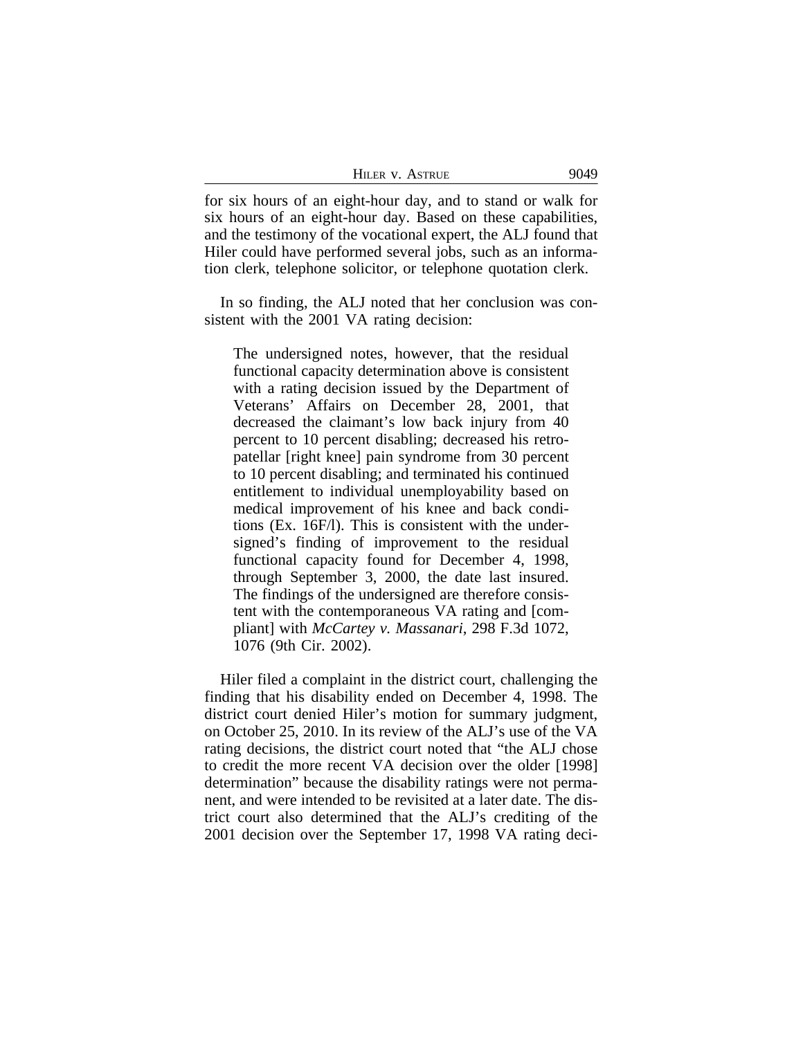for six hours of an eight-hour day, and to stand or walk for six hours of an eight-hour day. Based on these capabilities, and the testimony of the vocational expert, the ALJ found that Hiler could have performed several jobs, such as an information clerk, telephone solicitor, or telephone quotation clerk.

In so finding, the ALJ noted that her conclusion was consistent with the 2001 VA rating decision:

> The undersigned notes, however, that the residual functional capacity determination above is consistent with a rating decision issued by the Department of Veterans' Affairs on December 28, 2001, that decreased the claimant's low back injury from 40 percent to 10 percent disabling; decreased his retro-patellar [right knee] pain syndrome from 30 percent to 10 percent disabling; and terminated his continued entitlement to individual unemployability based on medical improvement of his knee and back conditions (Ex. 16F/l). This is consistent with the undersigned's finding of improvement to the residual functional capacity found for December 4, 1998, through September 3, 2000, the date last insured. The findings of the undersigned are therefore consistent with the contemporaneous VA rating and [compliant] with *McCartey v. Massanari*, 298 F.3d 1072, 1076 (9th Cir. 2002).

Hiler filed a complaint in the district court, challenging the finding that his disability ended on December 4, 1998. The district court denied Hiler's motion for summary judgment, on October 25, 2010. In its review of the ALJ's use of the VA rating decisions, the district court noted that "the ALJ chose to credit the more recent VA decision over the older [1998] determination" because the disability ratings were not permanent, and were intended to be revisited at a later date. The district court also determined that the ALJ's crediting of the 2001 decision over the September 17, 1998 VA rating deci-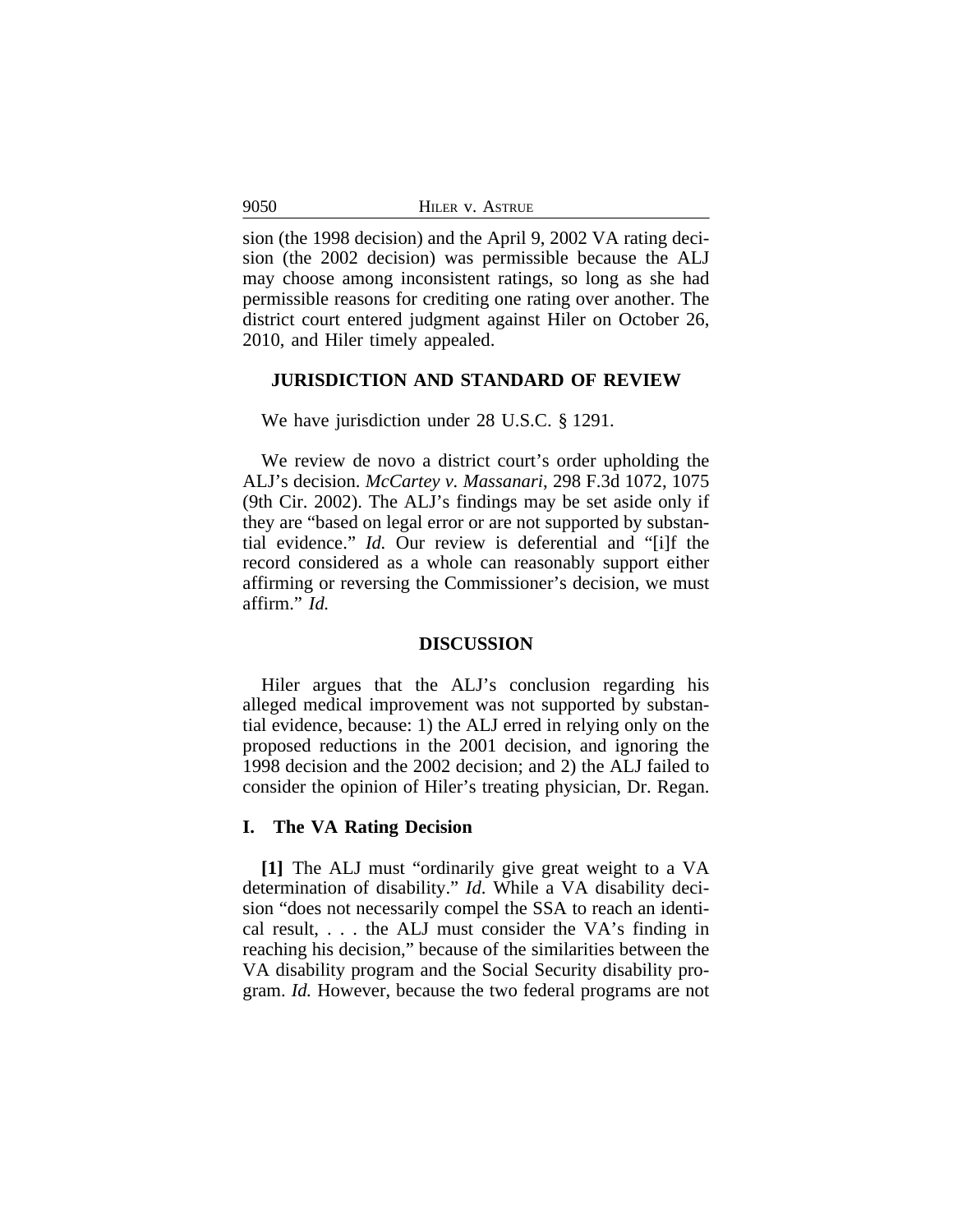sion (the 1998 decision) and the April 9, 2002 VA rating decision (the 2002 decision) was permissible because the ALJ may choose among inconsistent ratings, so long as she had permissible reasons for crediting one rating over another. The district court entered judgment against Hiler on October 26, 2010, and Hiler timely appealed.

## JURISDICTION AND STANDARD OF REVIEW

We have jurisdiction under 28 U.S.C. § 1291.

We review de novo a district court's order upholding the ALJ's decision. *McCartey v. Massanari*, 298 F.3d 1072, 1075 (9th Cir. 2002). The ALJ's findings may be set aside only if they are "based on legal error or are not supported by substantial evidence." *Id.* Our review is deferential and "[i]f the record considered as a whole can reasonably support either affirming or reversing the Commissioner's decision, we must affirm." *Id.*

## DISCUSSION

Hiler argues that the ALJ's conclusion regarding his alleged medical improvement was not supported by substantial evidence, because: 1) the ALJ erred in relying only on the proposed reductions in the 2001 decision, and ignoring the 1998 decision and the 2002 decision; and 2) the ALJ failed to consider the opinion of Hiler's treating physician, Dr. Regan.

### I. The VA Rating Decision

**[1]** The ALJ must "ordinarily give great weight to a VA determination of disability." *Id*. While a VA disability decision "does not necessarily compel the SSA to reach an identical result, . . . the ALJ must consider the VA's finding in reaching his decision," because of the similarities between the VA disability program and the Social Security disability program. *Id.* However, because the two federal programs are not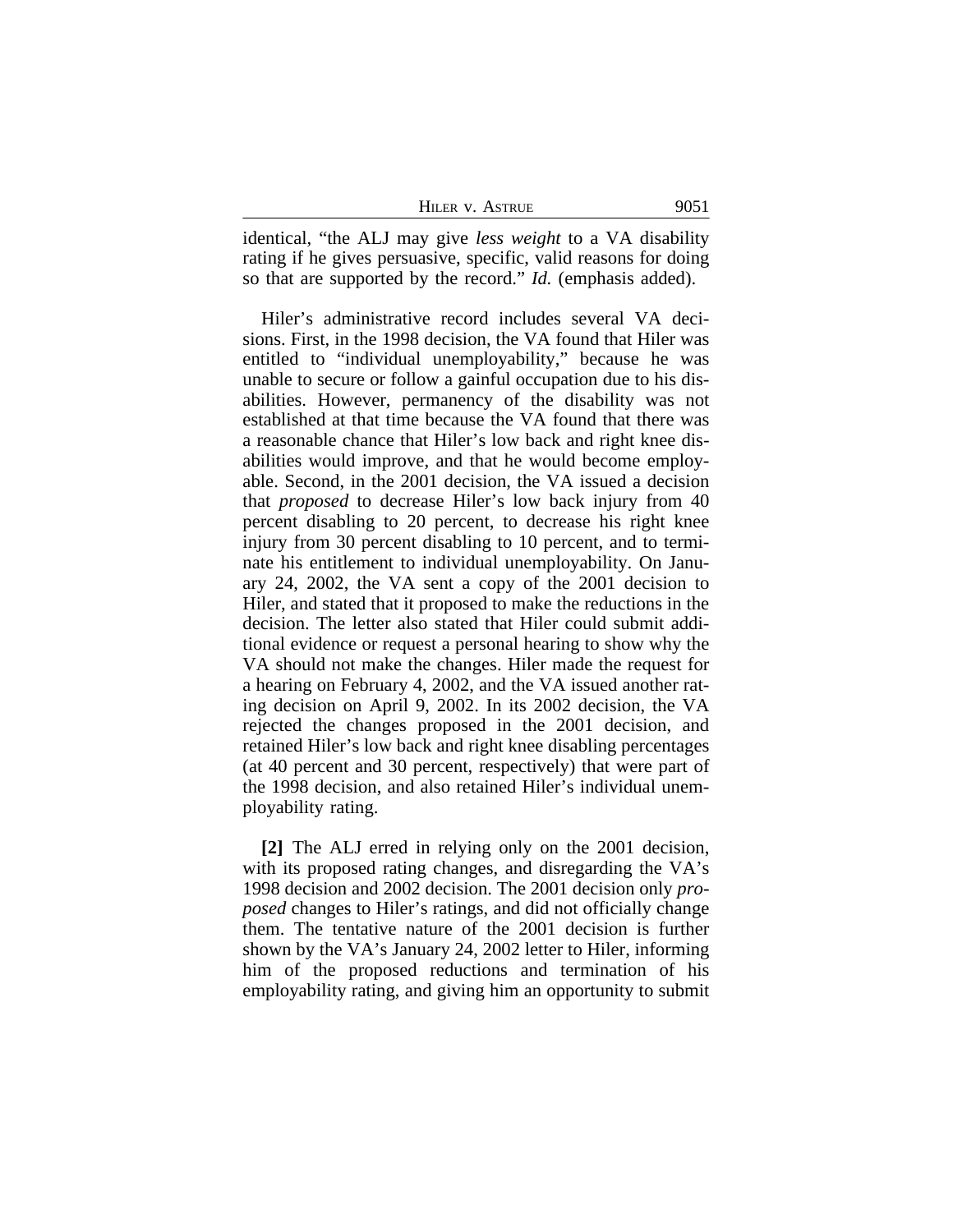identical, "the ALJ may give *less weight* to a VA disability rating if he gives persuasive, specific, valid reasons for doing so that are supported by the record." *Id.* (emphasis added).

Hiler's administrative record includes several VA decisions. First, in the 1998 decision, the VA found that Hiler was entitled to "individual unemployability," because he was unable to secure or follow a gainful occupation due to his disabilities. However, permanency of the disability was not established at that time because the VA found that there was a reasonable chance that Hiler's low back and right knee disabilities would improve, and that he would become employable. Second, in the 2001 decision, the VA issued a decision that *proposed* to decrease Hiler's low back injury from 40 percent disabling to 20 percent, to decrease his right knee injury from 30 percent disabling to 10 percent, and to terminate his entitlement to individual unemployability. On January 24, 2002, the VA sent a copy of the 2001 decision to Hiler, and stated that it proposed to make the reductions in the decision. The letter also stated that Hiler could submit additional evidence or request a personal hearing to show why the VA should not make the changes. Hiler made the request for a hearing on February 4, 2002, and the VA issued another rating decision on April 9, 2002. In its 2002 decision, the VA rejected the changes proposed in the 2001 decision, and retained Hiler's low back and right knee disabling percentages (at 40 percent and 30 percent, respectively) that were part of the 1998 decision, and also retained Hiler's individual unemployability rating.

**[2]** The ALJ erred in relying only on the 2001 decision, with its proposed rating changes, and disregarding the VA's 1998 decision and 2002 decision. The 2001 decision only *proposed* changes to Hiler's ratings, and did not officially change them. The tentative nature of the 2001 decision is further shown by the VA's January 24, 2002 letter to Hiler, informing him of the proposed reductions and termination of his employability rating, and giving him an opportunity to submit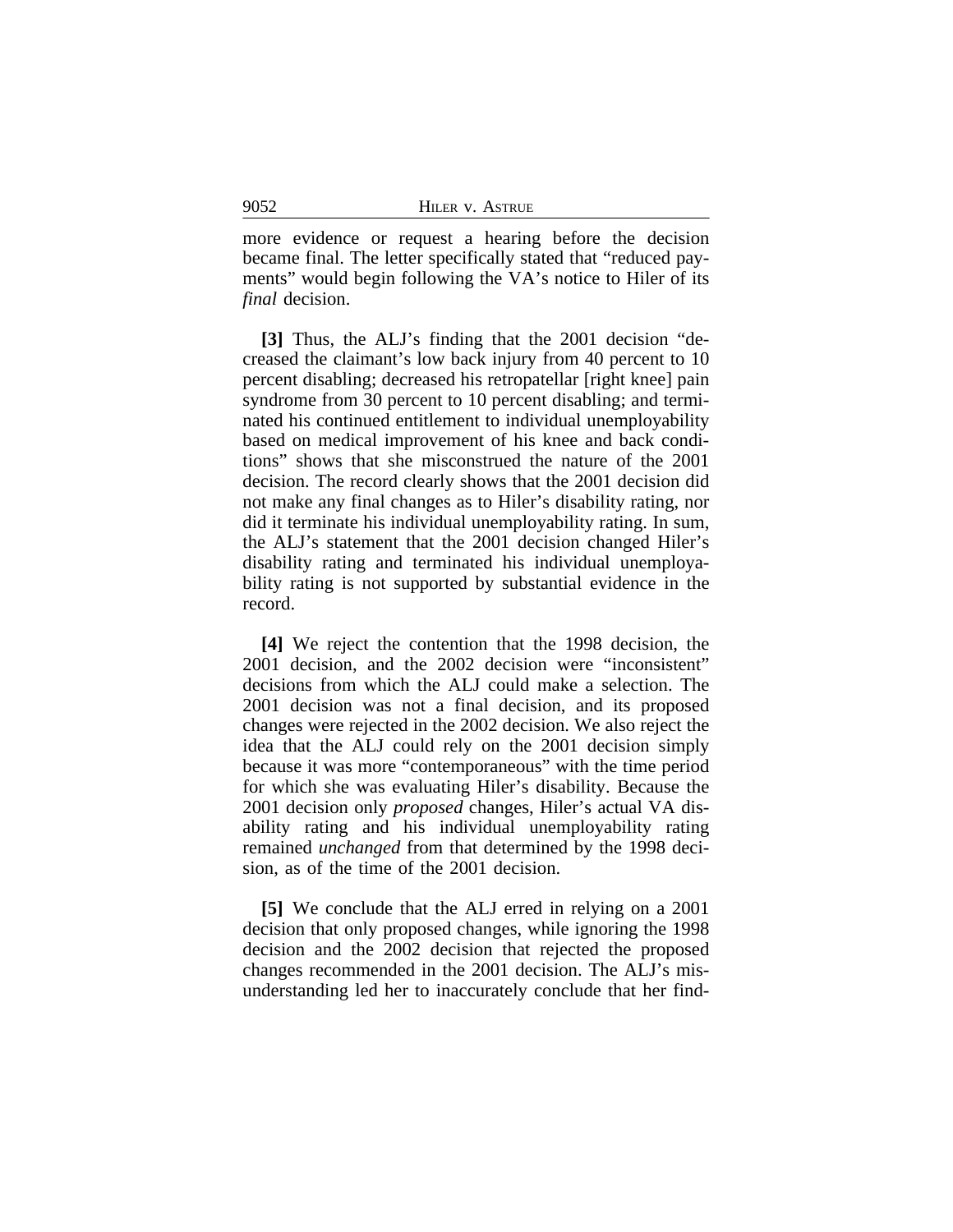more evidence or request a hearing before the decision became final. The letter specifically stated that "reduced payments" would begin following the VA's notice to Hiler of its *final* decision.

**[3]** Thus, the ALJ's finding that the 2001 decision "decreased the claimant's low back injury from 40 percent to 10 percent disabling; decreased his retropatellar [right knee] pain syndrome from 30 percent to 10 percent disabling; and terminated his continued entitlement to individual unemployability based on medical improvement of his knee and back conditions" shows that she misconstrued the nature of the 2001 decision. The record clearly shows that the 2001 decision did not make any final changes as to Hiler's disability rating, nor did it terminate his individual unemployability rating. In sum, the ALJ's statement that the 2001 decision changed Hiler's disability rating and terminated his individual unemployability rating is not supported by substantial evidence in the record.

**[4]** We reject the contention that the 1998 decision, the 2001 decision, and the 2002 decision were "inconsistent" decisions from which the ALJ could make a selection. The 2001 decision was not a final decision, and its proposed changes were rejected in the 2002 decision. We also reject the idea that the ALJ could rely on the 2001 decision simply because it was more "contemporaneous" with the time period for which she was evaluating Hiler's disability. Because the 2001 decision only *proposed* changes, Hiler's actual VA disability rating and his individual unemployability rating remained *unchanged* from that determined by the 1998 decision, as of the time of the 2001 decision.

**[5]** We conclude that the ALJ erred in relying on a 2001 decision that only proposed changes, while ignoring the 1998 decision and the 2002 decision that rejected the proposed changes recommended in the 2001 decision. The ALJ's misunderstanding led her to inaccurately conclude that her find-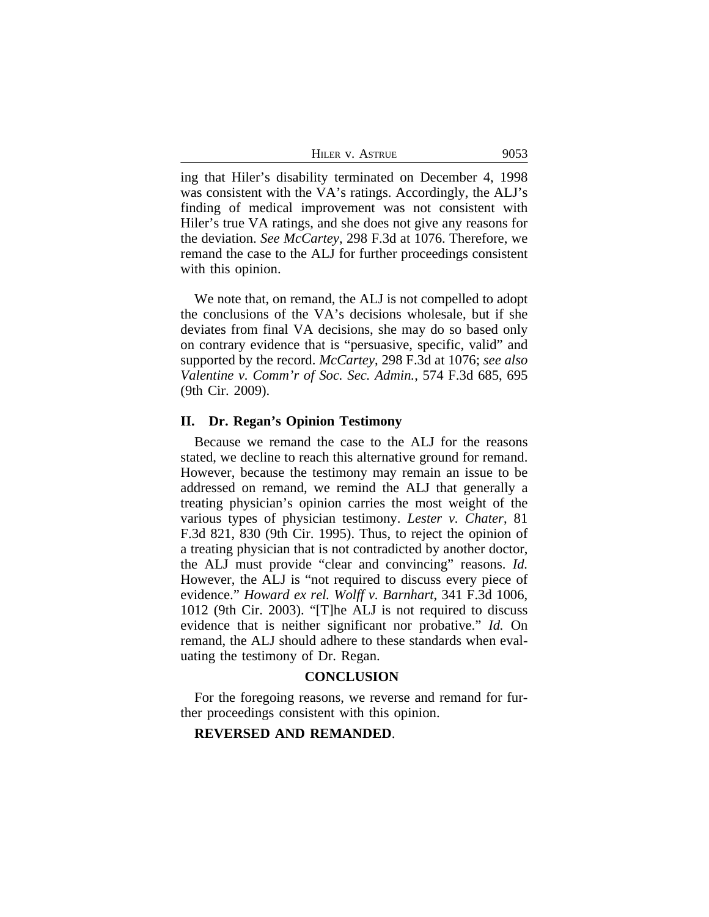ing that Hiler's disability terminated on December 4, 1998 was consistent with the VA's ratings. Accordingly, the ALJ's finding of medical improvement was not consistent with Hiler's true VA ratings, and she does not give any reasons for the deviation. *See McCartey*, 298 F.3d at 1076. Therefore, we remand the case to the ALJ for further proceedings consistent with this opinion.

We note that, on remand, the ALJ is not compelled to adopt the conclusions of the VA's decisions wholesale, but if she deviates from final VA decisions, she may do so based only on contrary evidence that is "persuasive, specific, valid" and supported by the record. *McCartey*, 298 F.3d at 1076; *see also Valentine v. Comm'r of Soc. Sec. Admin.*, 574 F.3d 685, 695 (9th Cir. 2009).

## II. Dr. Regan's Opinion Testimony

Because we remand the case to the ALJ for the reasons stated, we decline to reach this alternative ground for remand. However, because the testimony may remain an issue to be addressed on remand, we remind the ALJ that generally a treating physician's opinion carries the most weight of the various types of physician testimony. *Lester v. Chater*, 81 F.3d 821, 830 (9th Cir. 1995). Thus, to reject the opinion of a treating physician that is not contradicted by another doctor, the ALJ must provide "clear and convincing" reasons. *Id.* However, the ALJ is "not required to discuss every piece of evidence." *Howard ex rel. Wolff v. Barnhart*, 341 F.3d 1006, 1012 (9th Cir. 2003). "[T]he ALJ is not required to discuss evidence that is neither significant nor probative." *Id.* On remand, the ALJ should adhere to these standards when evaluating the testimony of Dr. Regan.

## CONCLUSION

For the foregoing reasons, we reverse and remand for further proceedings consistent with this opinion.

**REVERSED AND REMANDED**.